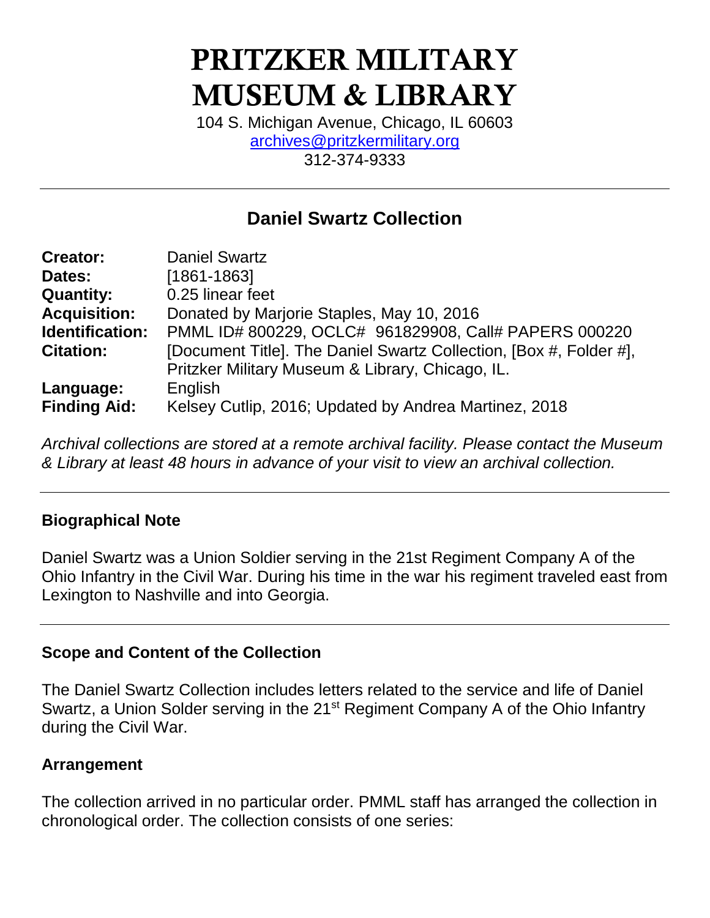# PRITZKER MILITARY MUSEUM & LIBRARY

104 S. Michigan Avenue, Chicago, IL 60603
archives@pritzkermilitary.org
312-374-9333

---

## Daniel Swartz Collection

**Creator:** Daniel Swartz
**Dates:** [1861-1863]
**Quantity:** 0.25 linear feet
**Acquisition:** Donated by Marjorie Staples, May 10, 2016
**Identification:** PMML ID# 800229, OCLC# 961829908, Call# PAPERS 000220
**Citation:** [Document Title]. The Daniel Swartz Collection, [Box #, Folder #], Pritzker Military Museum & Library, Chicago, IL.
**Language:** English
**Finding Aid:** Kelsey Cutlip, 2016; Updated by Andrea Martinez, 2018

*Archival collections are stored at a remote archival facility. Please contact the Museum & Library at least 48 hours in advance of your visit to view an archival collection.*

---

### Biographical Note

Daniel Swartz was a Union Soldier serving in the 21st Regiment Company A of the Ohio Infantry in the Civil War. During his time in the war his regiment traveled east from Lexington to Nashville and into Georgia.

---

### Scope and Content of the Collection

The Daniel Swartz Collection includes letters related to the service and life of Daniel Swartz, a Union Solder serving in the 21st Regiment Company A of the Ohio Infantry during the Civil War.

### Arrangement

The collection arrived in no particular order. PMML staff has arranged the collection in chronological order. The collection consists of one series: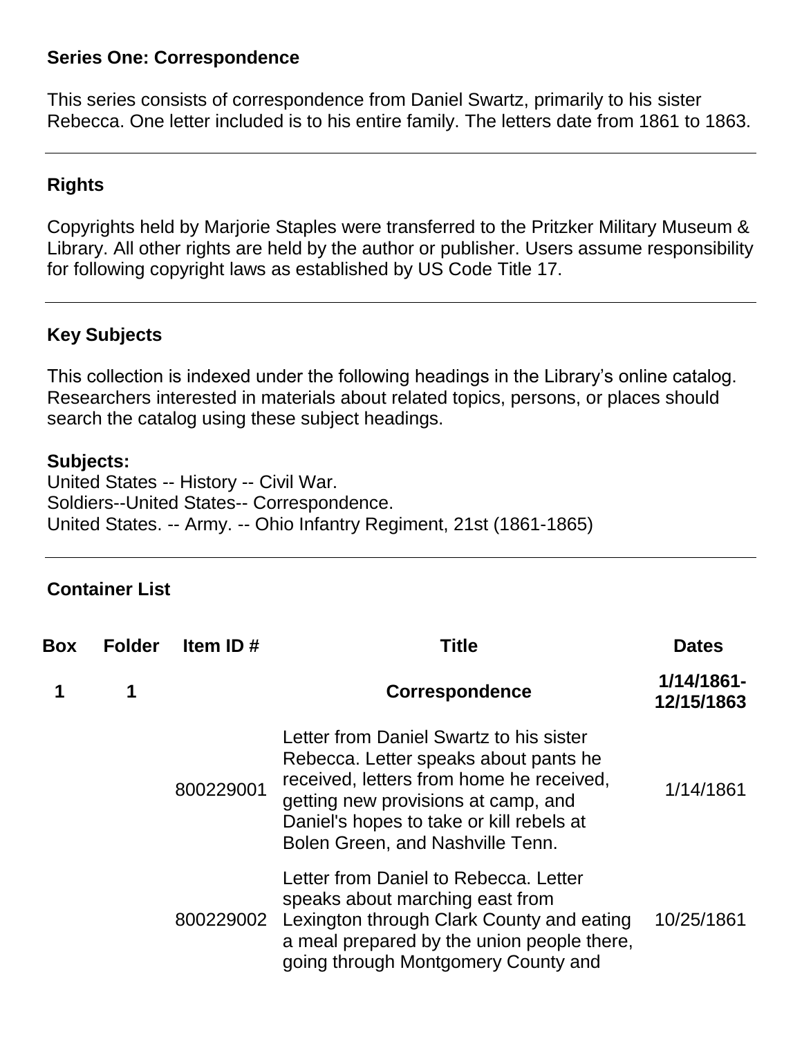### Series One: Correspondence

This series consists of correspondence from Daniel Swartz, primarily to his sister Rebecca. One letter included is to his entire family. The letters date from 1861 to 1863.

---

### Rights

Copyrights held by Marjorie Staples were transferred to the Pritzker Military Museum & Library. All other rights are held by the author or publisher. Users assume responsibility for following copyright laws as established by US Code Title 17.

---

### Key Subjects

This collection is indexed under the following headings in the Library's online catalog. Researchers interested in materials about related topics, persons, or places should search the catalog using these subject headings.

**Subjects:**
United States -- History -- Civil War.
Soldiers--United States-- Correspondence.
United States. -- Army. -- Ohio Infantry Regiment, 21st (1861-1865)

---

### Container List

| Box | Folder | Item ID # | Title | Dates |
|---|---|---|---|---|
| **1** | **1** | | **Correspondence** | **1/14/1861-12/15/1863** |
| | | 800229001 | Letter from Daniel Swartz to his sister Rebecca. Letter speaks about pants he received, letters from home he received, getting new provisions at camp, and Daniel's hopes to take or kill rebels at Bolen Green, and Nashville Tenn. | 1/14/1861 |
| | | 800229002 | Letter from Daniel to Rebecca. Letter speaks about marching east from Lexington through Clark County and eating a meal prepared by the union people there, going through Montgomery County and | 10/25/1861 |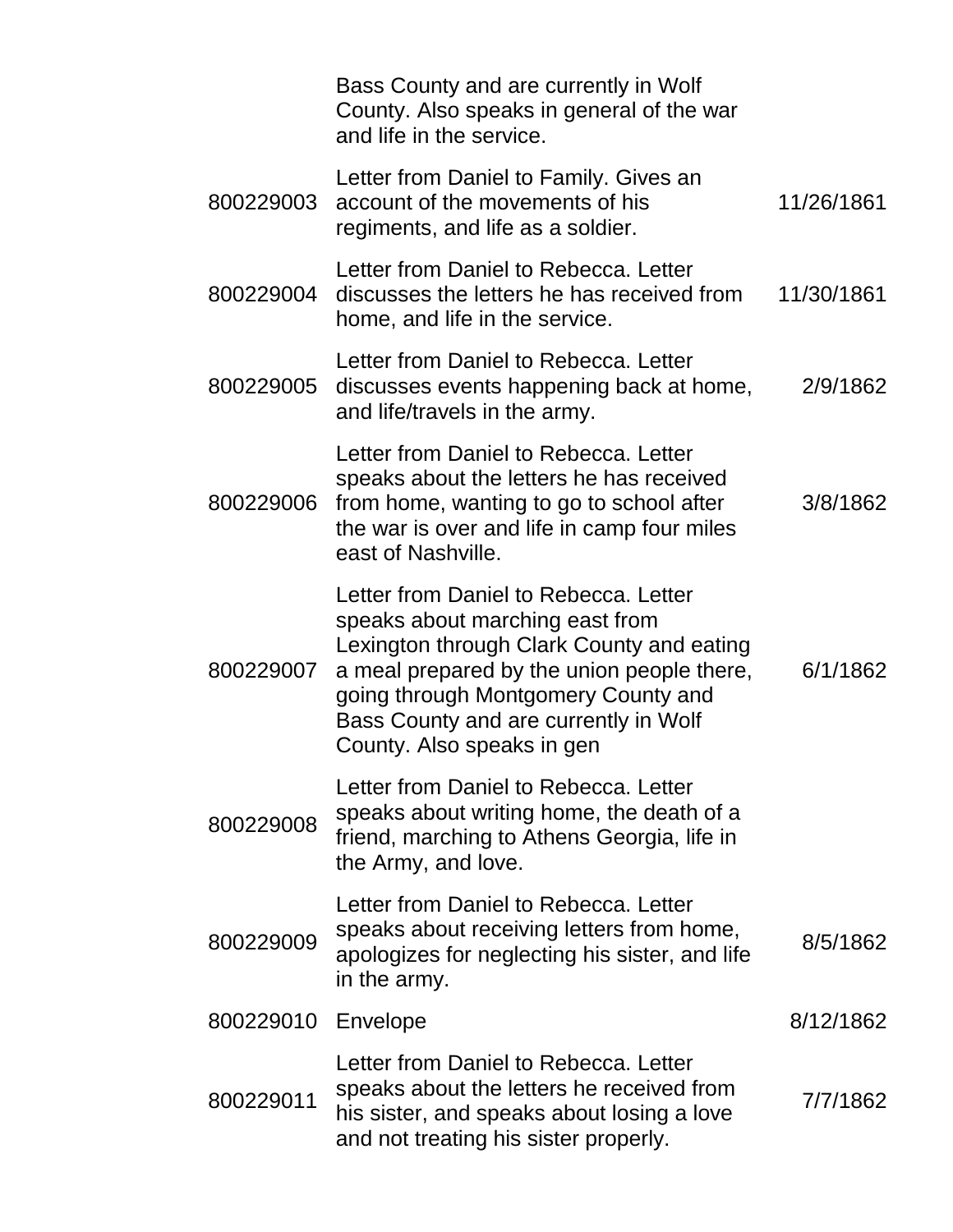| | | |
|---|---|---|
| | Bass County and are currently in Wolf County. Also speaks in general of the war and life in the service. | |
| 800229003 | Letter from Daniel to Family. Gives an account of the movements of his regiments, and life as a soldier. | 11/26/1861 |
| 800229004 | Letter from Daniel to Rebecca. Letter discusses the letters he has received from home, and life in the service. | 11/30/1861 |
| 800229005 | Letter from Daniel to Rebecca. Letter discusses events happening back at home, and life/travels in the army. | 2/9/1862 |
| 800229006 | Letter from Daniel to Rebecca. Letter speaks about the letters he has received from home, wanting to go to school after the war is over and life in camp four miles east of Nashville. | 3/8/1862 |
| 800229007 | Letter from Daniel to Rebecca. Letter speaks about marching east from Lexington through Clark County and eating a meal prepared by the union people there, going through Montgomery County and Bass County and are currently in Wolf County. Also speaks in gen | 6/1/1862 |
| 800229008 | Letter from Daniel to Rebecca. Letter speaks about writing home, the death of a friend, marching to Athens Georgia, life in the Army, and love. | |
| 800229009 | Letter from Daniel to Rebecca. Letter speaks about receiving letters from home, apologizes for neglecting his sister, and life in the army. | 8/5/1862 |
| 800229010 | Envelope | 8/12/1862 |
| 800229011 | Letter from Daniel to Rebecca. Letter speaks about the letters he received from his sister, and speaks about losing a love and not treating his sister properly. | 7/7/1862 |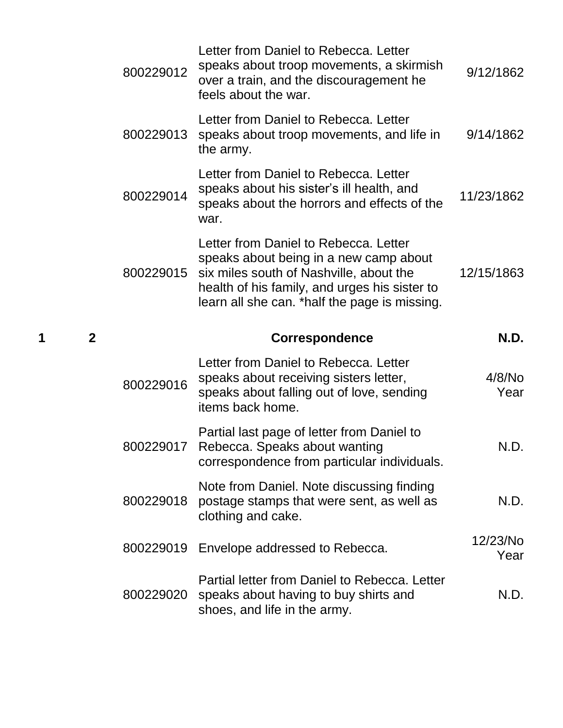| | | | | |
|---|---|---|---|---|
| | | 800229012 | Letter from Daniel to Rebecca. Letter speaks about troop movements, a skirmish over a train, and the discouragement he feels about the war. | 9/12/1862 |
| | | 800229013 | Letter from Daniel to Rebecca. Letter speaks about troop movements, and life in the army. | 9/14/1862 |
| | | 800229014 | Letter from Daniel to Rebecca. Letter speaks about his sister's ill health, and speaks about the horrors and effects of the war. | 11/23/1862 |
| | | 800229015 | Letter from Daniel to Rebecca. Letter speaks about being in a new camp about six miles south of Nashville, about the health of his family, and urges his sister to learn all she can. *half the page is missing. | 12/15/1863 |
| **1** | **2** | | **Correspondence** | **N.D.** |
| | | 800229016 | Letter from Daniel to Rebecca. Letter speaks about receiving sisters letter, speaks about falling out of love, sending items back home. | 4/8/No Year |
| | | 800229017 | Partial last page of letter from Daniel to Rebecca. Speaks about wanting correspondence from particular individuals. | N.D. |
| | | 800229018 | Note from Daniel. Note discussing finding postage stamps that were sent, as well as clothing and cake. | N.D. |
| | | 800229019 | Envelope addressed to Rebecca. | 12/23/No Year |
| | | 800229020 | Partial letter from Daniel to Rebecca. Letter speaks about having to buy shirts and shoes, and life in the army. | N.D. |